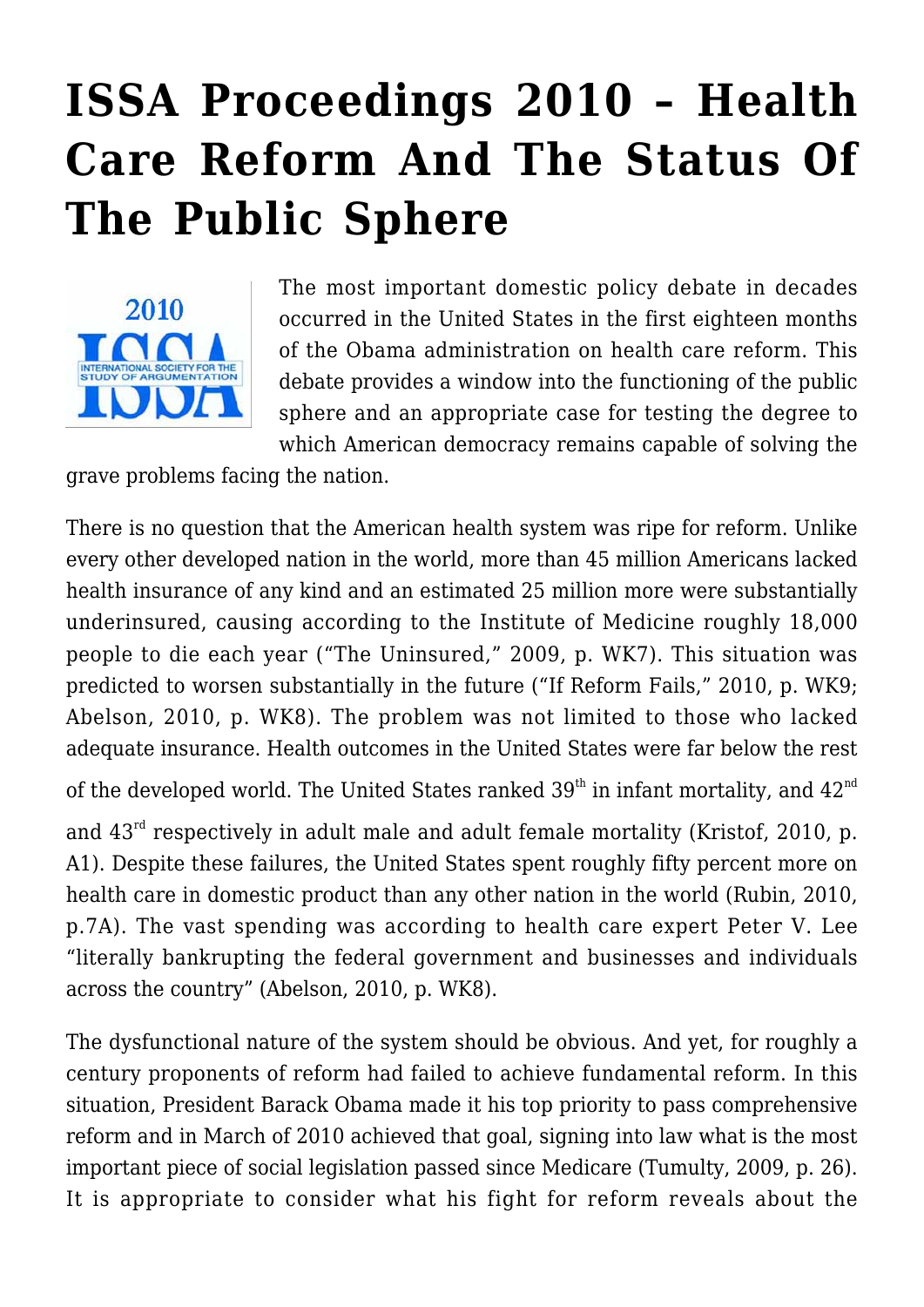# ISSA Proceedings 2010 – Health Care Reform And The Status Of The Public Sphere

The most important domestic policy debate in decades occurred in the United States in the first eighteen months of the Obama administration on health care reform. This debate provides a window into the functioning of the public sphere and an appropriate case for testing the degree to which American democracy remains capable of solving the grave problems facing the nation.

There is no question that the American health system was ripe for reform. Unlike every other developed nation in the world, more than 45 million Americans lacked health insurance of any kind and an estimated 25 million more were substantially underinsured, causing according to the Institute of Medicine roughly 18,000 people to die each year ("The Uninsured," 2009, p. WK7). This situation was predicted to worsen substantially in the future ("If Reform Fails," 2010, p. WK9; Abelson, 2010, p. WK8). The problem was not limited to those who lacked adequate insurance. Health outcomes in the United States were far below the rest of the developed world. The United States ranked 39th in infant mortality, and 42nd and 43rd respectively in adult male and adult female mortality (Kristof, 2010, p. A1). Despite these failures, the United States spent roughly fifty percent more on health care in domestic product than any other nation in the world (Rubin, 2010, p.7A). The vast spending was according to health care expert Peter V. Lee "literally bankrupting the federal government and businesses and individuals across the country" (Abelson, 2010, p. WK8).

The dysfunctional nature of the system should be obvious. And yet, for roughly a century proponents of reform had failed to achieve fundamental reform. In this situation, President Barack Obama made it his top priority to pass comprehensive reform and in March of 2010 achieved that goal, signing into law what is the most important piece of social legislation passed since Medicare (Tumulty, 2009, p. 26). It is appropriate to consider what his fight for reform reveals about the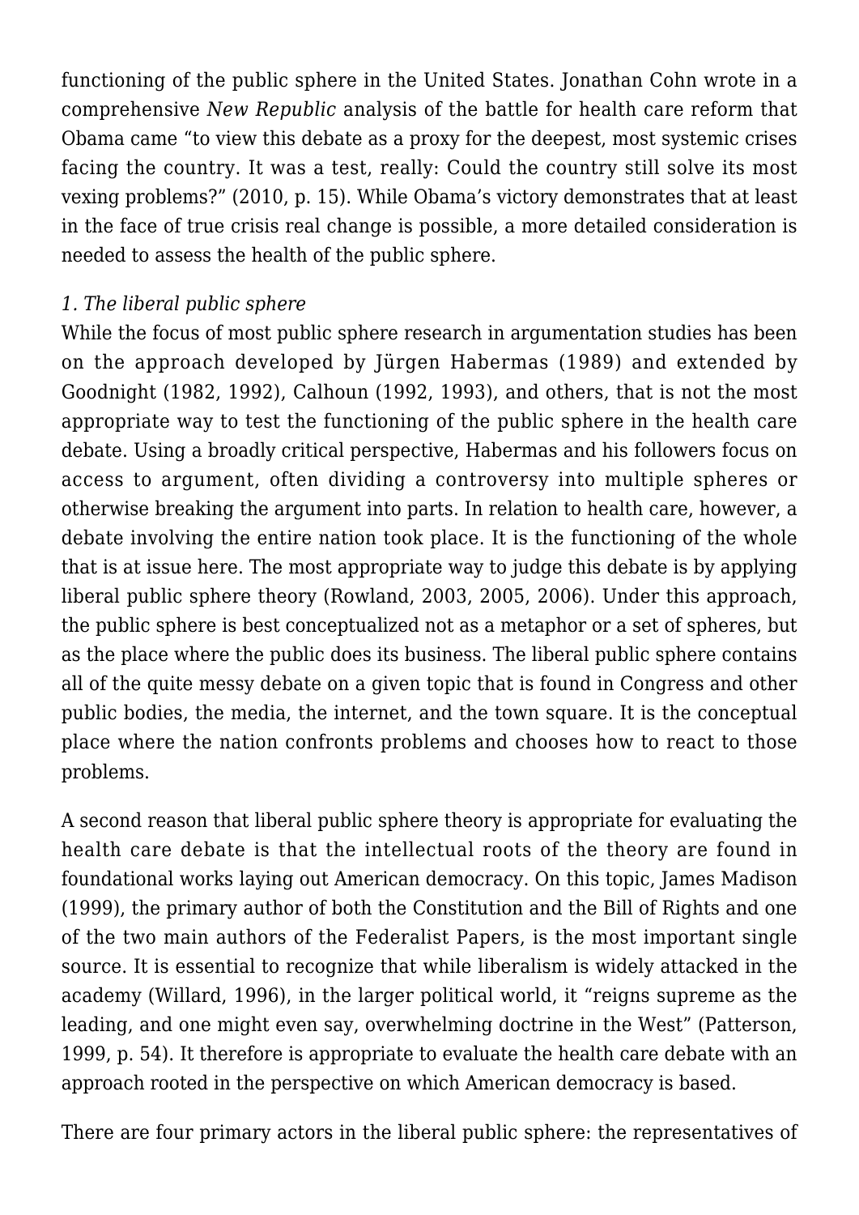functioning of the public sphere in the United States. Jonathan Cohn wrote in a comprehensive *New Republic* analysis of the battle for health care reform that Obama came "to view this debate as a proxy for the deepest, most systemic crises facing the country. It was a test, really: Could the country still solve its most vexing problems?" (2010, p. 15). While Obama's victory demonstrates that at least in the face of true crisis real change is possible, a more detailed consideration is needed to assess the health of the public sphere.

*1. The liberal public sphere*

While the focus of most public sphere research in argumentation studies has been on the approach developed by Jürgen Habermas (1989) and extended by Goodnight (1982, 1992), Calhoun (1992, 1993), and others, that is not the most appropriate way to test the functioning of the public sphere in the health care debate. Using a broadly critical perspective, Habermas and his followers focus on access to argument, often dividing a controversy into multiple spheres or otherwise breaking the argument into parts. In relation to health care, however, a debate involving the entire nation took place. It is the functioning of the whole that is at issue here. The most appropriate way to judge this debate is by applying liberal public sphere theory (Rowland, 2003, 2005, 2006). Under this approach, the public sphere is best conceptualized not as a metaphor or a set of spheres, but as the place where the public does its business. The liberal public sphere contains all of the quite messy debate on a given topic that is found in Congress and other public bodies, the media, the internet, and the town square. It is the conceptual place where the nation confronts problems and chooses how to react to those problems.

A second reason that liberal public sphere theory is appropriate for evaluating the health care debate is that the intellectual roots of the theory are found in foundational works laying out American democracy. On this topic, James Madison (1999), the primary author of both the Constitution and the Bill of Rights and one of the two main authors of the Federalist Papers, is the most important single source. It is essential to recognize that while liberalism is widely attacked in the academy (Willard, 1996), in the larger political world, it "reigns supreme as the leading, and one might even say, overwhelming doctrine in the West" (Patterson, 1999, p. 54). It therefore is appropriate to evaluate the health care debate with an approach rooted in the perspective on which American democracy is based.

There are four primary actors in the liberal public sphere: the representatives of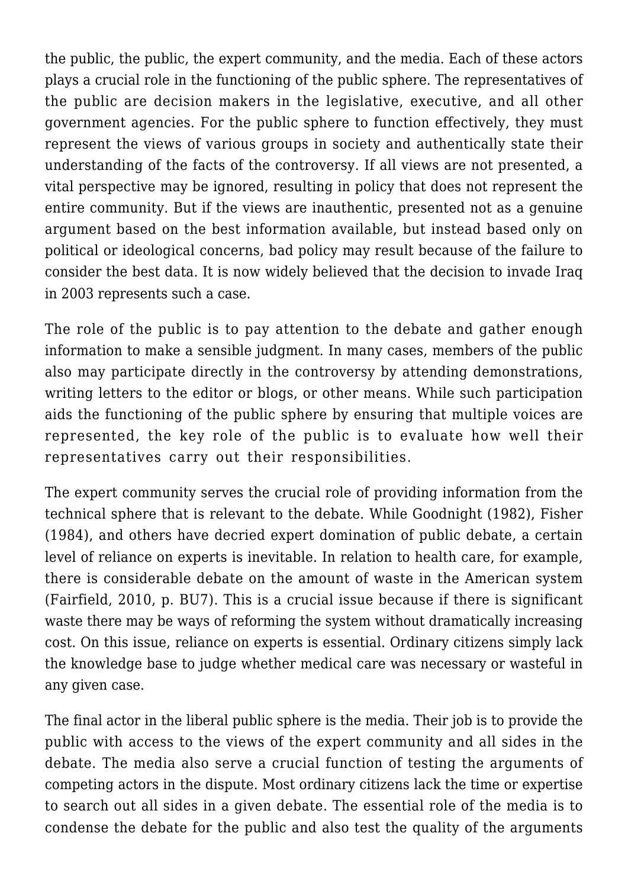the public, the public, the expert community, and the media. Each of these actors plays a crucial role in the functioning of the public sphere. The representatives of the public are decision makers in the legislative, executive, and all other government agencies. For the public sphere to function effectively, they must represent the views of various groups in society and authentically state their understanding of the facts of the controversy. If all views are not presented, a vital perspective may be ignored, resulting in policy that does not represent the entire community. But if the views are inauthentic, presented not as a genuine argument based on the best information available, but instead based only on political or ideological concerns, bad policy may result because of the failure to consider the best data. It is now widely believed that the decision to invade Iraq in 2003 represents such a case.

The role of the public is to pay attention to the debate and gather enough information to make a sensible judgment. In many cases, members of the public also may participate directly in the controversy by attending demonstrations, writing letters to the editor or blogs, or other means. While such participation aids the functioning of the public sphere by ensuring that multiple voices are represented, the key role of the public is to evaluate how well their representatives carry out their responsibilities.

The expert community serves the crucial role of providing information from the technical sphere that is relevant to the debate. While Goodnight (1982), Fisher (1984), and others have decried expert domination of public debate, a certain level of reliance on experts is inevitable. In relation to health care, for example, there is considerable debate on the amount of waste in the American system (Fairfield, 2010, p. BU7). This is a crucial issue because if there is significant waste there may be ways of reforming the system without dramatically increasing cost. On this issue, reliance on experts is essential. Ordinary citizens simply lack the knowledge base to judge whether medical care was necessary or wasteful in any given case.

The final actor in the liberal public sphere is the media. Their job is to provide the public with access to the views of the expert community and all sides in the debate. The media also serve a crucial function of testing the arguments of competing actors in the dispute. Most ordinary citizens lack the time or expertise to search out all sides in a given debate. The essential role of the media is to condense the debate for the public and also test the quality of the arguments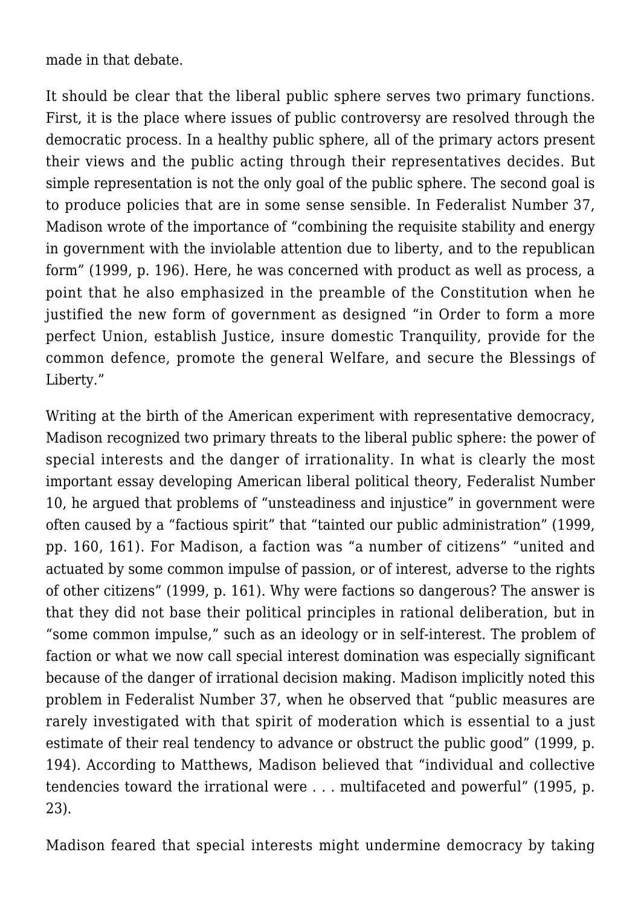made in that debate.

It should be clear that the liberal public sphere serves two primary functions. First, it is the place where issues of public controversy are resolved through the democratic process. In a healthy public sphere, all of the primary actors present their views and the public acting through their representatives decides. But simple representation is not the only goal of the public sphere. The second goal is to produce policies that are in some sense sensible. In Federalist Number 37, Madison wrote of the importance of "combining the requisite stability and energy in government with the inviolable attention due to liberty, and to the republican form" (1999, p. 196). Here, he was concerned with product as well as process, a point that he also emphasized in the preamble of the Constitution when he justified the new form of government as designed "in Order to form a more perfect Union, establish Justice, insure domestic Tranquility, provide for the common defence, promote the general Welfare, and secure the Blessings of Liberty."

Writing at the birth of the American experiment with representative democracy, Madison recognized two primary threats to the liberal public sphere: the power of special interests and the danger of irrationality. In what is clearly the most important essay developing American liberal political theory, Federalist Number 10, he argued that problems of "unsteadiness and injustice" in government were often caused by a "factious spirit" that "tainted our public administration" (1999, pp. 160, 161). For Madison, a faction was "a number of citizens" "united and actuated by some common impulse of passion, or of interest, adverse to the rights of other citizens" (1999, p. 161). Why were factions so dangerous? The answer is that they did not base their political principles in rational deliberation, but in "some common impulse," such as an ideology or in self-interest. The problem of faction or what we now call special interest domination was especially significant because of the danger of irrational decision making. Madison implicitly noted this problem in Federalist Number 37, when he observed that "public measures are rarely investigated with that spirit of moderation which is essential to a just estimate of their real tendency to advance or obstruct the public good" (1999, p. 194). According to Matthews, Madison believed that "individual and collective tendencies toward the irrational were . . . multifaceted and powerful" (1995, p. 23).

Madison feared that special interests might undermine democracy by taking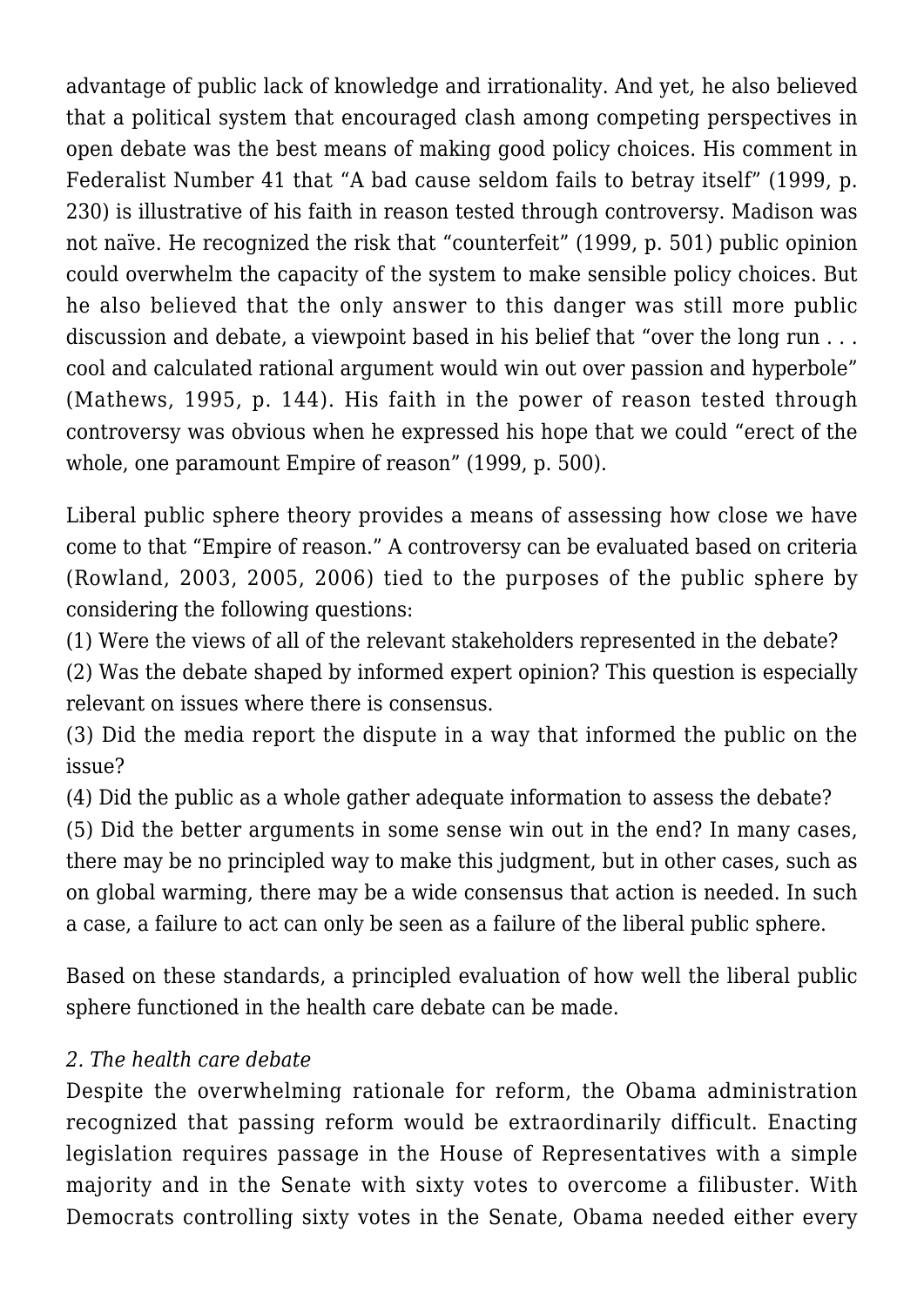advantage of public lack of knowledge and irrationality. And yet, he also believed that a political system that encouraged clash among competing perspectives in open debate was the best means of making good policy choices. His comment in Federalist Number 41 that "A bad cause seldom fails to betray itself" (1999, p. 230) is illustrative of his faith in reason tested through controversy. Madison was not naïve. He recognized the risk that "counterfeit" (1999, p. 501) public opinion could overwhelm the capacity of the system to make sensible policy choices. But he also believed that the only answer to this danger was still more public discussion and debate, a viewpoint based in his belief that "over the long run . . . cool and calculated rational argument would win out over passion and hyperbole" (Mathews, 1995, p. 144). His faith in the power of reason tested through controversy was obvious when he expressed his hope that we could "erect of the whole, one paramount Empire of reason" (1999, p. 500).

Liberal public sphere theory provides a means of assessing how close we have come to that "Empire of reason." A controversy can be evaluated based on criteria (Rowland, 2003, 2005, 2006) tied to the purposes of the public sphere by considering the following questions:

(1) Were the views of all of the relevant stakeholders represented in the debate?

(2) Was the debate shaped by informed expert opinion? This question is especially relevant on issues where there is consensus.

(3) Did the media report the dispute in a way that informed the public on the issue?

(4) Did the public as a whole gather adequate information to assess the debate?

(5) Did the better arguments in some sense win out in the end? In many cases, there may be no principled way to make this judgment, but in other cases, such as on global warming, there may be a wide consensus that action is needed. In such a case, a failure to act can only be seen as a failure of the liberal public sphere.

Based on these standards, a principled evaluation of how well the liberal public sphere functioned in the health care debate can be made.

## *2. The health care debate*

Despite the overwhelming rationale for reform, the Obama administration recognized that passing reform would be extraordinarily difficult. Enacting legislation requires passage in the House of Representatives with a simple majority and in the Senate with sixty votes to overcome a filibuster. With Democrats controlling sixty votes in the Senate, Obama needed either every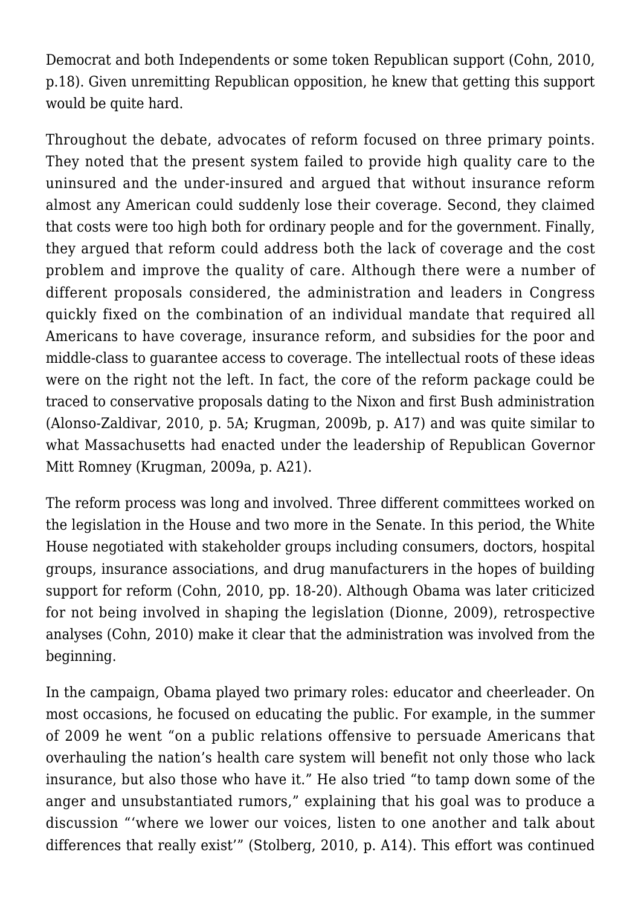Democrat and both Independents or some token Republican support (Cohn, 2010, p.18). Given unremitting Republican opposition, he knew that getting this support would be quite hard.

Throughout the debate, advocates of reform focused on three primary points. They noted that the present system failed to provide high quality care to the uninsured and the under-insured and argued that without insurance reform almost any American could suddenly lose their coverage. Second, they claimed that costs were too high both for ordinary people and for the government. Finally, they argued that reform could address both the lack of coverage and the cost problem and improve the quality of care. Although there were a number of different proposals considered, the administration and leaders in Congress quickly fixed on the combination of an individual mandate that required all Americans to have coverage, insurance reform, and subsidies for the poor and middle-class to guarantee access to coverage. The intellectual roots of these ideas were on the right not the left. In fact, the core of the reform package could be traced to conservative proposals dating to the Nixon and first Bush administration (Alonso-Zaldivar, 2010, p. 5A; Krugman, 2009b, p. A17) and was quite similar to what Massachusetts had enacted under the leadership of Republican Governor Mitt Romney (Krugman, 2009a, p. A21).

The reform process was long and involved. Three different committees worked on the legislation in the House and two more in the Senate. In this period, the White House negotiated with stakeholder groups including consumers, doctors, hospital groups, insurance associations, and drug manufacturers in the hopes of building support for reform (Cohn, 2010, pp. 18-20). Although Obama was later criticized for not being involved in shaping the legislation (Dionne, 2009), retrospective analyses (Cohn, 2010) make it clear that the administration was involved from the beginning.

In the campaign, Obama played two primary roles: educator and cheerleader. On most occasions, he focused on educating the public. For example, in the summer of 2009 he went "on a public relations offensive to persuade Americans that overhauling the nation's health care system will benefit not only those who lack insurance, but also those who have it." He also tried "to tamp down some of the anger and unsubstantiated rumors," explaining that his goal was to produce a discussion "'where we lower our voices, listen to one another and talk about differences that really exist'" (Stolberg, 2010, p. A14). This effort was continued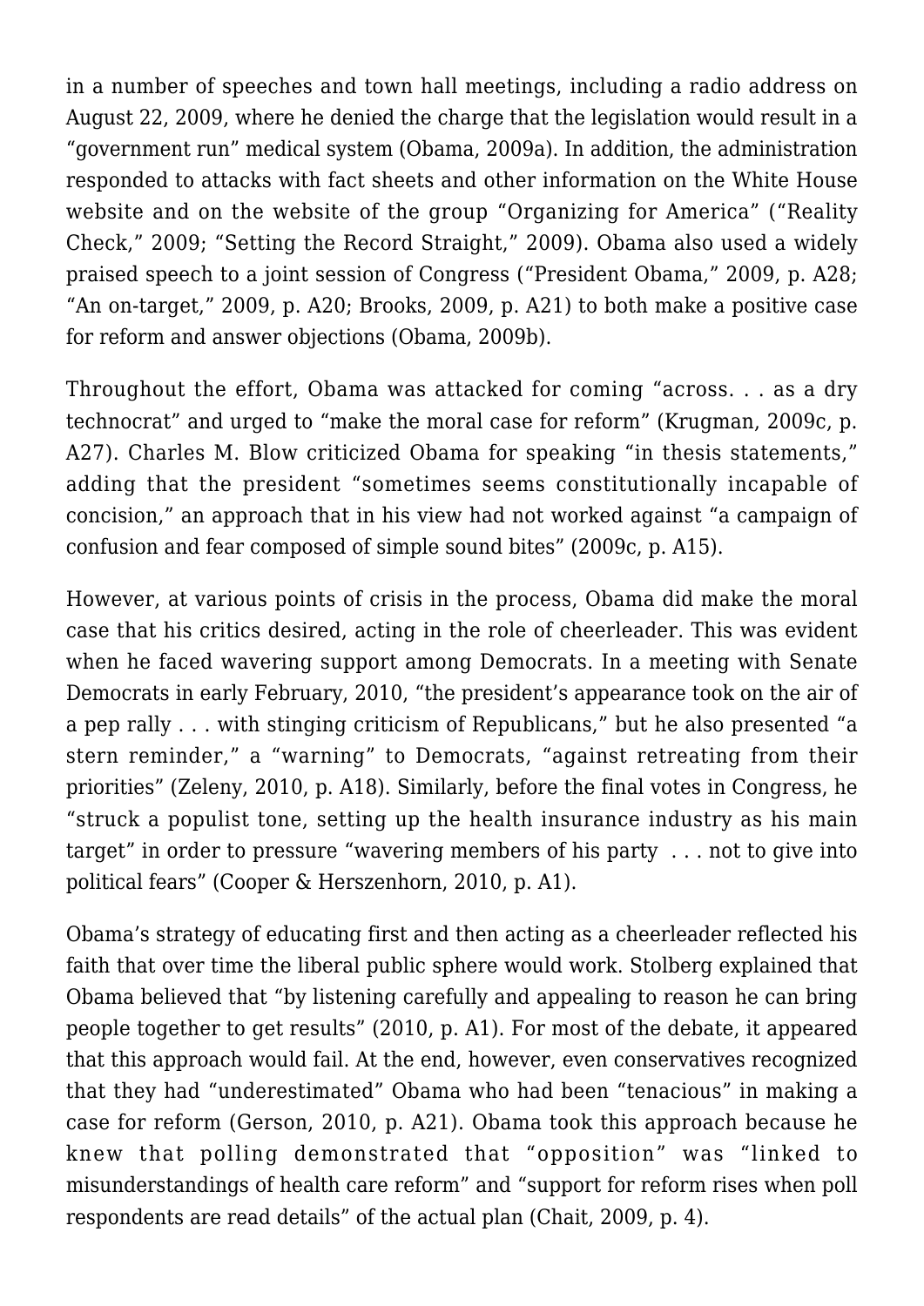in a number of speeches and town hall meetings, including a radio address on August 22, 2009, where he denied the charge that the legislation would result in a "government run" medical system (Obama, 2009a). In addition, the administration responded to attacks with fact sheets and other information on the White House website and on the website of the group "Organizing for America" ("Reality Check," 2009; "Setting the Record Straight," 2009). Obama also used a widely praised speech to a joint session of Congress ("President Obama," 2009, p. A28; "An on-target," 2009, p. A20; Brooks, 2009, p. A21) to both make a positive case for reform and answer objections (Obama, 2009b).

Throughout the effort, Obama was attacked for coming "across. . . as a dry technocrat" and urged to "make the moral case for reform" (Krugman, 2009c, p. A27). Charles M. Blow criticized Obama for speaking "in thesis statements," adding that the president "sometimes seems constitutionally incapable of concision," an approach that in his view had not worked against "a campaign of confusion and fear composed of simple sound bites" (2009c, p. A15).

However, at various points of crisis in the process, Obama did make the moral case that his critics desired, acting in the role of cheerleader. This was evident when he faced wavering support among Democrats. In a meeting with Senate Democrats in early February, 2010, "the president's appearance took on the air of a pep rally . . . with stinging criticism of Republicans," but he also presented "a stern reminder," a "warning" to Democrats, "against retreating from their priorities" (Zeleny, 2010, p. A18). Similarly, before the final votes in Congress, he "struck a populist tone, setting up the health insurance industry as his main target" in order to pressure "wavering members of his party . . . not to give into political fears" (Cooper & Herszenhorn, 2010, p. A1).

Obama's strategy of educating first and then acting as a cheerleader reflected his faith that over time the liberal public sphere would work. Stolberg explained that Obama believed that "by listening carefully and appealing to reason he can bring people together to get results" (2010, p. A1). For most of the debate, it appeared that this approach would fail. At the end, however, even conservatives recognized that they had "underestimated" Obama who had been "tenacious" in making a case for reform (Gerson, 2010, p. A21). Obama took this approach because he knew that polling demonstrated that "opposition" was "linked to misunderstandings of health care reform" and "support for reform rises when poll respondents are read details" of the actual plan (Chait, 2009, p. 4).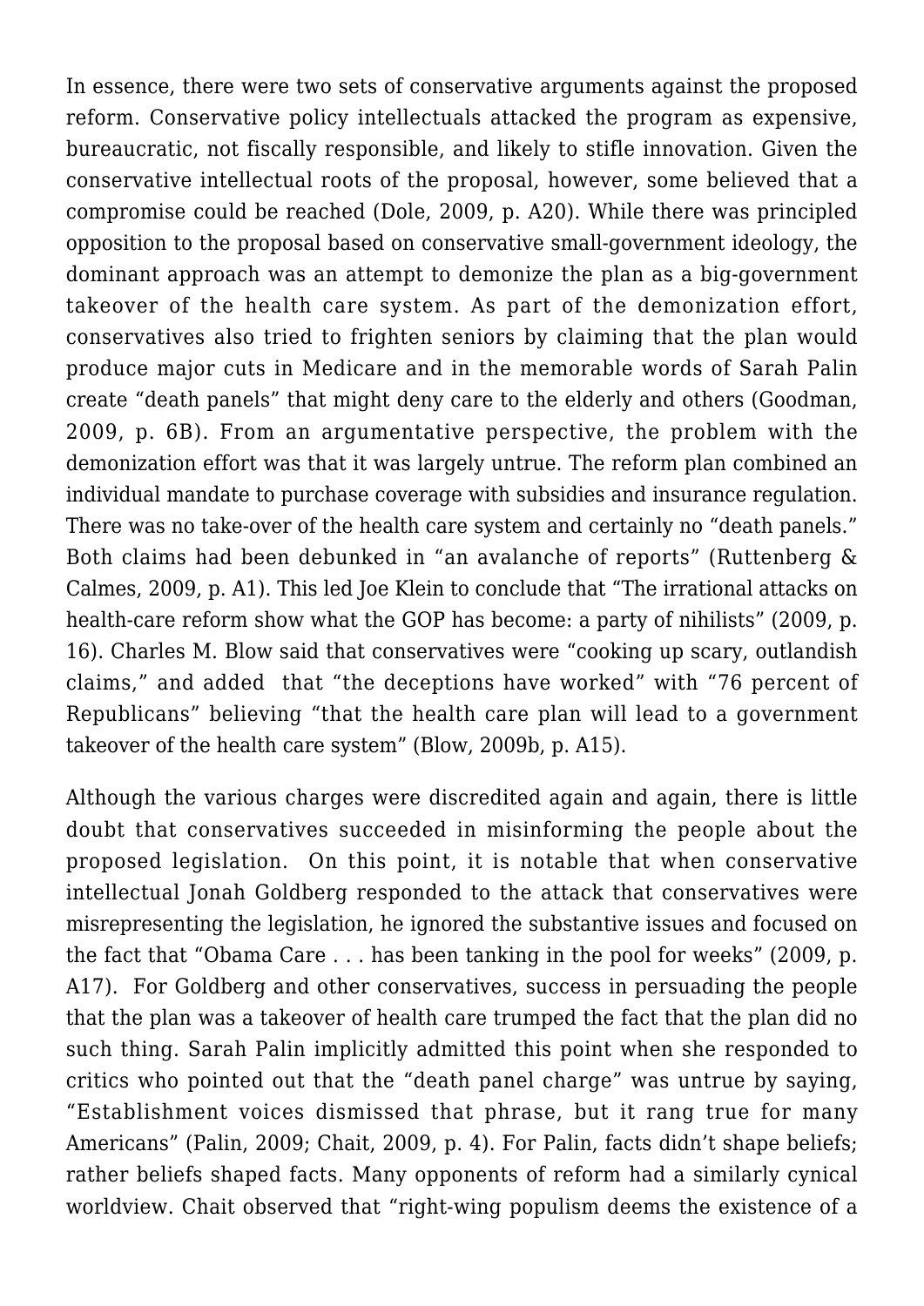In essence, there were two sets of conservative arguments against the proposed reform. Conservative policy intellectuals attacked the program as expensive, bureaucratic, not fiscally responsible, and likely to stifle innovation. Given the conservative intellectual roots of the proposal, however, some believed that a compromise could be reached (Dole, 2009, p. A20). While there was principled opposition to the proposal based on conservative small-government ideology, the dominant approach was an attempt to demonize the plan as a big-government takeover of the health care system. As part of the demonization effort, conservatives also tried to frighten seniors by claiming that the plan would produce major cuts in Medicare and in the memorable words of Sarah Palin create "death panels" that might deny care to the elderly and others (Goodman, 2009, p. 6B). From an argumentative perspective, the problem with the demonization effort was that it was largely untrue. The reform plan combined an individual mandate to purchase coverage with subsidies and insurance regulation. There was no take-over of the health care system and certainly no "death panels." Both claims had been debunked in "an avalanche of reports" (Ruttenberg & Calmes, 2009, p. A1). This led Joe Klein to conclude that "The irrational attacks on health-care reform show what the GOP has become: a party of nihilists" (2009, p. 16). Charles M. Blow said that conservatives were "cooking up scary, outlandish claims," and added that "the deceptions have worked" with "76 percent of Republicans" believing "that the health care plan will lead to a government takeover of the health care system" (Blow, 2009b, p. A15).

Although the various charges were discredited again and again, there is little doubt that conservatives succeeded in misinforming the people about the proposed legislation. On this point, it is notable that when conservative intellectual Jonah Goldberg responded to the attack that conservatives were misrepresenting the legislation, he ignored the substantive issues and focused on the fact that "Obama Care . . . has been tanking in the pool for weeks" (2009, p. A17). For Goldberg and other conservatives, success in persuading the people that the plan was a takeover of health care trumped the fact that the plan did no such thing. Sarah Palin implicitly admitted this point when she responded to critics who pointed out that the "death panel charge" was untrue by saying, "Establishment voices dismissed that phrase, but it rang true for many Americans" (Palin, 2009; Chait, 2009, p. 4). For Palin, facts didn't shape beliefs; rather beliefs shaped facts. Many opponents of reform had a similarly cynical worldview. Chait observed that "right-wing populism deems the existence of a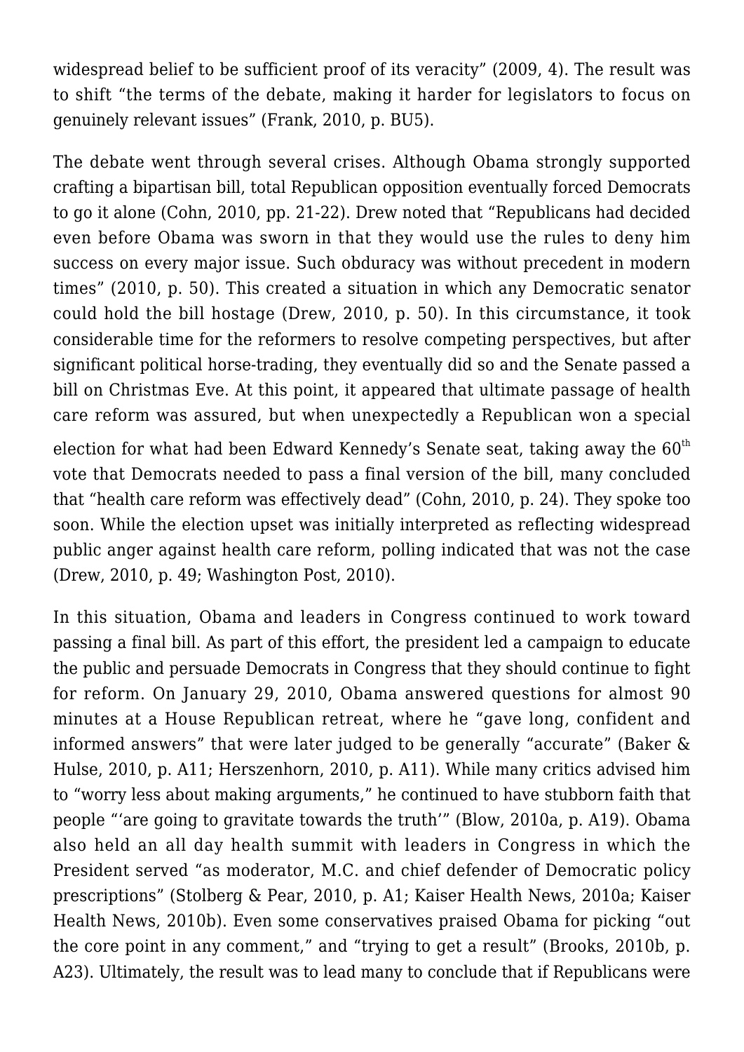widespread belief to be sufficient proof of its veracity" (2009, 4). The result was to shift "the terms of the debate, making it harder for legislators to focus on genuinely relevant issues" (Frank, 2010, p. BU5).

The debate went through several crises. Although Obama strongly supported crafting a bipartisan bill, total Republican opposition eventually forced Democrats to go it alone (Cohn, 2010, pp. 21-22). Drew noted that "Republicans had decided even before Obama was sworn in that they would use the rules to deny him success on every major issue. Such obduracy was without precedent in modern times" (2010, p. 50). This created a situation in which any Democratic senator could hold the bill hostage (Drew, 2010, p. 50). In this circumstance, it took considerable time for the reformers to resolve competing perspectives, but after significant political horse-trading, they eventually did so and the Senate passed a bill on Christmas Eve. At this point, it appeared that ultimate passage of health care reform was assured, but when unexpectedly a Republican won a special election for what had been Edward Kennedy's Senate seat, taking away the 60th vote that Democrats needed to pass a final version of the bill, many concluded that "health care reform was effectively dead" (Cohn, 2010, p. 24). They spoke too soon. While the election upset was initially interpreted as reflecting widespread public anger against health care reform, polling indicated that was not the case (Drew, 2010, p. 49; Washington Post, 2010).

In this situation, Obama and leaders in Congress continued to work toward passing a final bill. As part of this effort, the president led a campaign to educate the public and persuade Democrats in Congress that they should continue to fight for reform. On January 29, 2010, Obama answered questions for almost 90 minutes at a House Republican retreat, where he "gave long, confident and informed answers" that were later judged to be generally "accurate" (Baker & Hulse, 2010, p. A11; Herszenhorn, 2010, p. A11). While many critics advised him to "worry less about making arguments," he continued to have stubborn faith that people "'are going to gravitate towards the truth'" (Blow, 2010a, p. A19). Obama also held an all day health summit with leaders in Congress in which the President served "as moderator, M.C. and chief defender of Democratic policy prescriptions" (Stolberg & Pear, 2010, p. A1; Kaiser Health News, 2010a; Kaiser Health News, 2010b). Even some conservatives praised Obama for picking "out the core point in any comment," and "trying to get a result" (Brooks, 2010b, p. A23). Ultimately, the result was to lead many to conclude that if Republicans were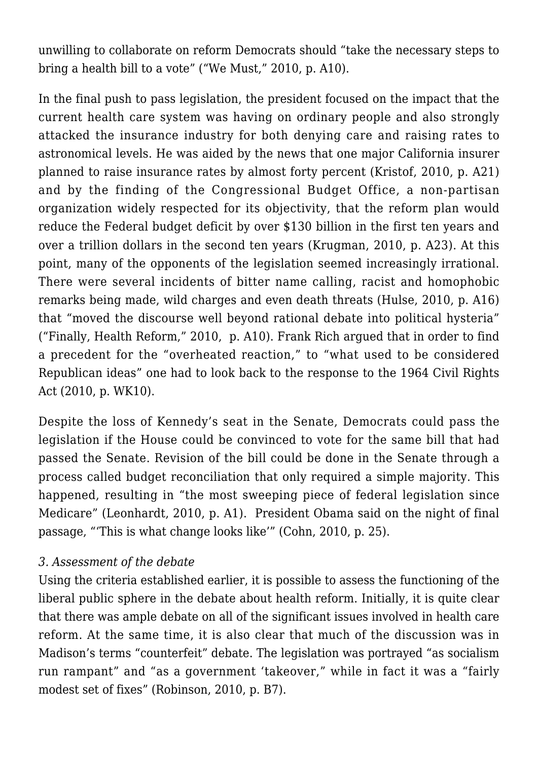unwilling to collaborate on reform Democrats should "take the necessary steps to bring a health bill to a vote" ("We Must," 2010, p. A10).

In the final push to pass legislation, the president focused on the impact that the current health care system was having on ordinary people and also strongly attacked the insurance industry for both denying care and raising rates to astronomical levels. He was aided by the news that one major California insurer planned to raise insurance rates by almost forty percent (Kristof, 2010, p. A21) and by the finding of the Congressional Budget Office, a non-partisan organization widely respected for its objectivity, that the reform plan would reduce the Federal budget deficit by over $130 billion in the first ten years and over a trillion dollars in the second ten years (Krugman, 2010, p. A23). At this point, many of the opponents of the legislation seemed increasingly irrational. There were several incidents of bitter name calling, racist and homophobic remarks being made, wild charges and even death threats (Hulse, 2010, p. A16) that "moved the discourse well beyond rational debate into political hysteria" ("Finally, Health Reform," 2010, p. A10). Frank Rich argued that in order to find a precedent for the "overheated reaction," to "what used to be considered Republican ideas" one had to look back to the response to the 1964 Civil Rights Act (2010, p. WK10).

Despite the loss of Kennedy's seat in the Senate, Democrats could pass the legislation if the House could be convinced to vote for the same bill that had passed the Senate. Revision of the bill could be done in the Senate through a process called budget reconciliation that only required a simple majority. This happened, resulting in "the most sweeping piece of federal legislation since Medicare" (Leonhardt, 2010, p. A1). President Obama said on the night of final passage, "'This is what change looks like'" (Cohn, 2010, p. 25).

### *3. Assessment of the debate*

Using the criteria established earlier, it is possible to assess the functioning of the liberal public sphere in the debate about health reform. Initially, it is quite clear that there was ample debate on all of the significant issues involved in health care reform. At the same time, it is also clear that much of the discussion was in Madison's terms "counterfeit" debate. The legislation was portrayed "as socialism run rampant" and "as a government 'takeover,'" while in fact it was a "fairly modest set of fixes" (Robinson, 2010, p. B7).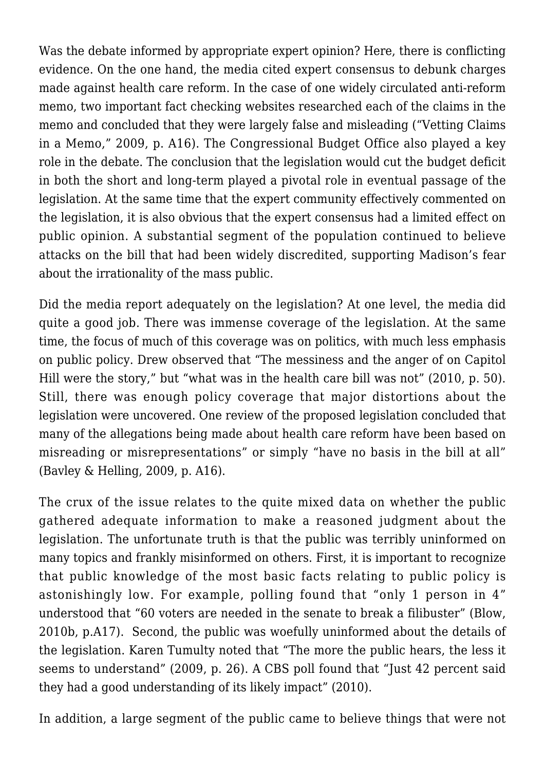Was the debate informed by appropriate expert opinion? Here, there is conflicting evidence. On the one hand, the media cited expert consensus to debunk charges made against health care reform. In the case of one widely circulated anti-reform memo, two important fact checking websites researched each of the claims in the memo and concluded that they were largely false and misleading ("Vetting Claims in a Memo," 2009, p. A16). The Congressional Budget Office also played a key role in the debate. The conclusion that the legislation would cut the budget deficit in both the short and long-term played a pivotal role in eventual passage of the legislation. At the same time that the expert community effectively commented on the legislation, it is also obvious that the expert consensus had a limited effect on public opinion. A substantial segment of the population continued to believe attacks on the bill that had been widely discredited, supporting Madison's fear about the irrationality of the mass public.

Did the media report adequately on the legislation? At one level, the media did quite a good job. There was immense coverage of the legislation. At the same time, the focus of much of this coverage was on politics, with much less emphasis on public policy. Drew observed that "The messiness and the anger of on Capitol Hill were the story," but "what was in the health care bill was not" (2010, p. 50). Still, there was enough policy coverage that major distortions about the legislation were uncovered. One review of the proposed legislation concluded that many of the allegations being made about health care reform have been based on misreading or misrepresentations" or simply "have no basis in the bill at all" (Bavley & Helling, 2009, p. A16).

The crux of the issue relates to the quite mixed data on whether the public gathered adequate information to make a reasoned judgment about the legislation. The unfortunate truth is that the public was terribly uninformed on many topics and frankly misinformed on others. First, it is important to recognize that public knowledge of the most basic facts relating to public policy is astonishingly low. For example, polling found that "only 1 person in 4" understood that "60 voters are needed in the senate to break a filibuster" (Blow, 2010b, p.A17). Second, the public was woefully uninformed about the details of the legislation. Karen Tumulty noted that "The more the public hears, the less it seems to understand" (2009, p. 26). A CBS poll found that "Just 42 percent said they had a good understanding of its likely impact" (2010).

In addition, a large segment of the public came to believe things that were not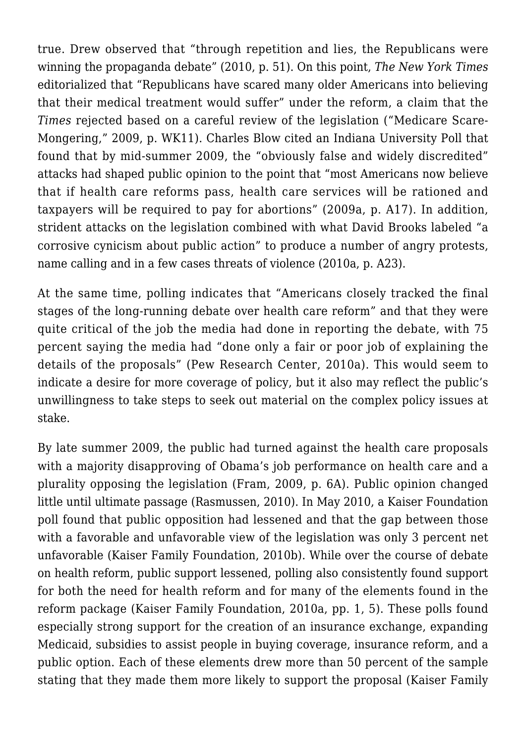true. Drew observed that "through repetition and lies, the Republicans were winning the propaganda debate" (2010, p. 51). On this point, *The New York Times* editorialized that "Republicans have scared many older Americans into believing that their medical treatment would suffer" under the reform, a claim that the *Times* rejected based on a careful review of the legislation ("Medicare Scare-Mongering," 2009, p. WK11). Charles Blow cited an Indiana University Poll that found that by mid-summer 2009, the "obviously false and widely discredited" attacks had shaped public opinion to the point that "most Americans now believe that if health care reforms pass, health care services will be rationed and taxpayers will be required to pay for abortions" (2009a, p. A17). In addition, strident attacks on the legislation combined with what David Brooks labeled "a corrosive cynicism about public action" to produce a number of angry protests, name calling and in a few cases threats of violence (2010a, p. A23).

At the same time, polling indicates that "Americans closely tracked the final stages of the long-running debate over health care reform" and that they were quite critical of the job the media had done in reporting the debate, with 75 percent saying the media had "done only a fair or poor job of explaining the details of the proposals" (Pew Research Center, 2010a). This would seem to indicate a desire for more coverage of policy, but it also may reflect the public's unwillingness to take steps to seek out material on the complex policy issues at stake.

By late summer 2009, the public had turned against the health care proposals with a majority disapproving of Obama's job performance on health care and a plurality opposing the legislation (Fram, 2009, p. 6A). Public opinion changed little until ultimate passage (Rasmussen, 2010). In May 2010, a Kaiser Foundation poll found that public opposition had lessened and that the gap between those with a favorable and unfavorable view of the legislation was only 3 percent net unfavorable (Kaiser Family Foundation, 2010b). While over the course of debate on health reform, public support lessened, polling also consistently found support for both the need for health reform and for many of the elements found in the reform package (Kaiser Family Foundation, 2010a, pp. 1, 5). These polls found especially strong support for the creation of an insurance exchange, expanding Medicaid, subsidies to assist people in buying coverage, insurance reform, and a public option. Each of these elements drew more than 50 percent of the sample stating that they made them more likely to support the proposal (Kaiser Family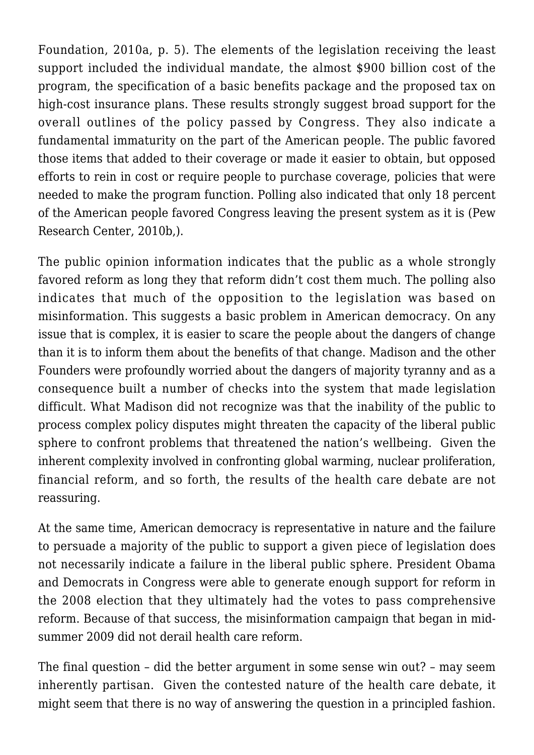Foundation, 2010a, p. 5). The elements of the legislation receiving the least support included the individual mandate, the almost $900 billion cost of the program, the specification of a basic benefits package and the proposed tax on high-cost insurance plans. These results strongly suggest broad support for the overall outlines of the policy passed by Congress. They also indicate a fundamental immaturity on the part of the American people. The public favored those items that added to their coverage or made it easier to obtain, but opposed efforts to rein in cost or require people to purchase coverage, policies that were needed to make the program function. Polling also indicated that only 18 percent of the American people favored Congress leaving the present system as it is (Pew Research Center, 2010b,).

The public opinion information indicates that the public as a whole strongly favored reform as long they that reform didn't cost them much. The polling also indicates that much of the opposition to the legislation was based on misinformation. This suggests a basic problem in American democracy. On any issue that is complex, it is easier to scare the people about the dangers of change than it is to inform them about the benefits of that change. Madison and the other Founders were profoundly worried about the dangers of majority tyranny and as a consequence built a number of checks into the system that made legislation difficult. What Madison did not recognize was that the inability of the public to process complex policy disputes might threaten the capacity of the liberal public sphere to confront problems that threatened the nation's wellbeing. Given the inherent complexity involved in confronting global warming, nuclear proliferation, financial reform, and so forth, the results of the health care debate are not reassuring.

At the same time, American democracy is representative in nature and the failure to persuade a majority of the public to support a given piece of legislation does not necessarily indicate a failure in the liberal public sphere. President Obama and Democrats in Congress were able to generate enough support for reform in the 2008 election that they ultimately had the votes to pass comprehensive reform. Because of that success, the misinformation campaign that began in mid-summer 2009 did not derail health care reform.

The final question – did the better argument in some sense win out? – may seem inherently partisan. Given the contested nature of the health care debate, it might seem that there is no way of answering the question in a principled fashion.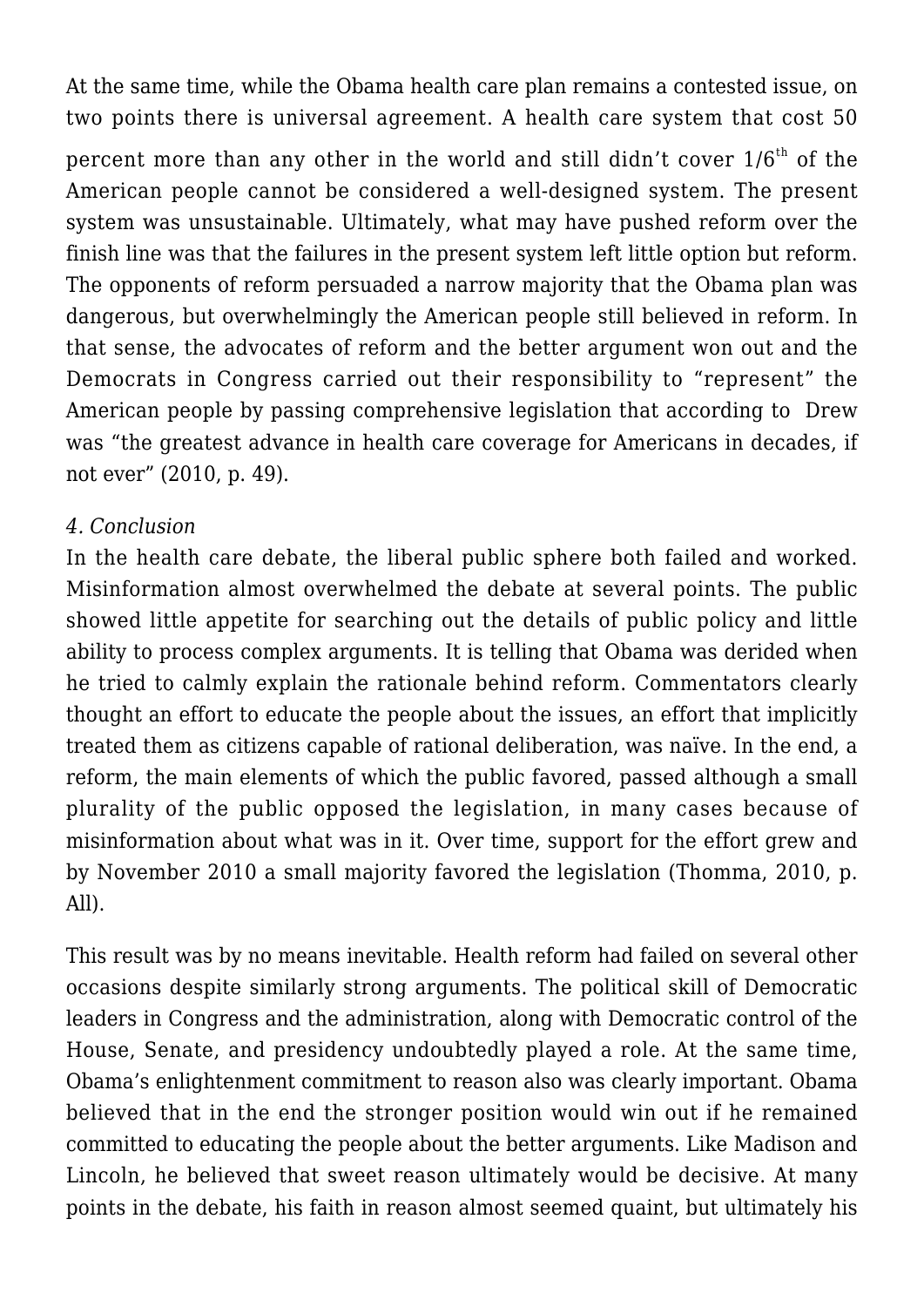At the same time, while the Obama health care plan remains a contested issue, on two points there is universal agreement. A health care system that cost 50 percent more than any other in the world and still didn't cover $1/6^{th}$ of the American people cannot be considered a well-designed system. The present system was unsustainable. Ultimately, what may have pushed reform over the finish line was that the failures in the present system left little option but reform. The opponents of reform persuaded a narrow majority that the Obama plan was dangerous, but overwhelmingly the American people still believed in reform. In that sense, the advocates of reform and the better argument won out and the Democrats in Congress carried out their responsibility to "represent" the American people by passing comprehensive legislation that according to Drew was "the greatest advance in health care coverage for Americans in decades, if not ever" (2010, p. 49).

*4. Conclusion*

In the health care debate, the liberal public sphere both failed and worked. Misinformation almost overwhelmed the debate at several points. The public showed little appetite for searching out the details of public policy and little ability to process complex arguments. It is telling that Obama was derided when he tried to calmly explain the rationale behind reform. Commentators clearly thought an effort to educate the people about the issues, an effort that implicitly treated them as citizens capable of rational deliberation, was naïve. In the end, a reform, the main elements of which the public favored, passed although a small plurality of the public opposed the legislation, in many cases because of misinformation about what was in it. Over time, support for the effort grew and by November 2010 a small majority favored the legislation (Thomma, 2010, p. All).

This result was by no means inevitable. Health reform had failed on several other occasions despite similarly strong arguments. The political skill of Democratic leaders in Congress and the administration, along with Democratic control of the House, Senate, and presidency undoubtedly played a role. At the same time, Obama's enlightenment commitment to reason also was clearly important. Obama believed that in the end the stronger position would win out if he remained committed to educating the people about the better arguments. Like Madison and Lincoln, he believed that sweet reason ultimately would be decisive. At many points in the debate, his faith in reason almost seemed quaint, but ultimately his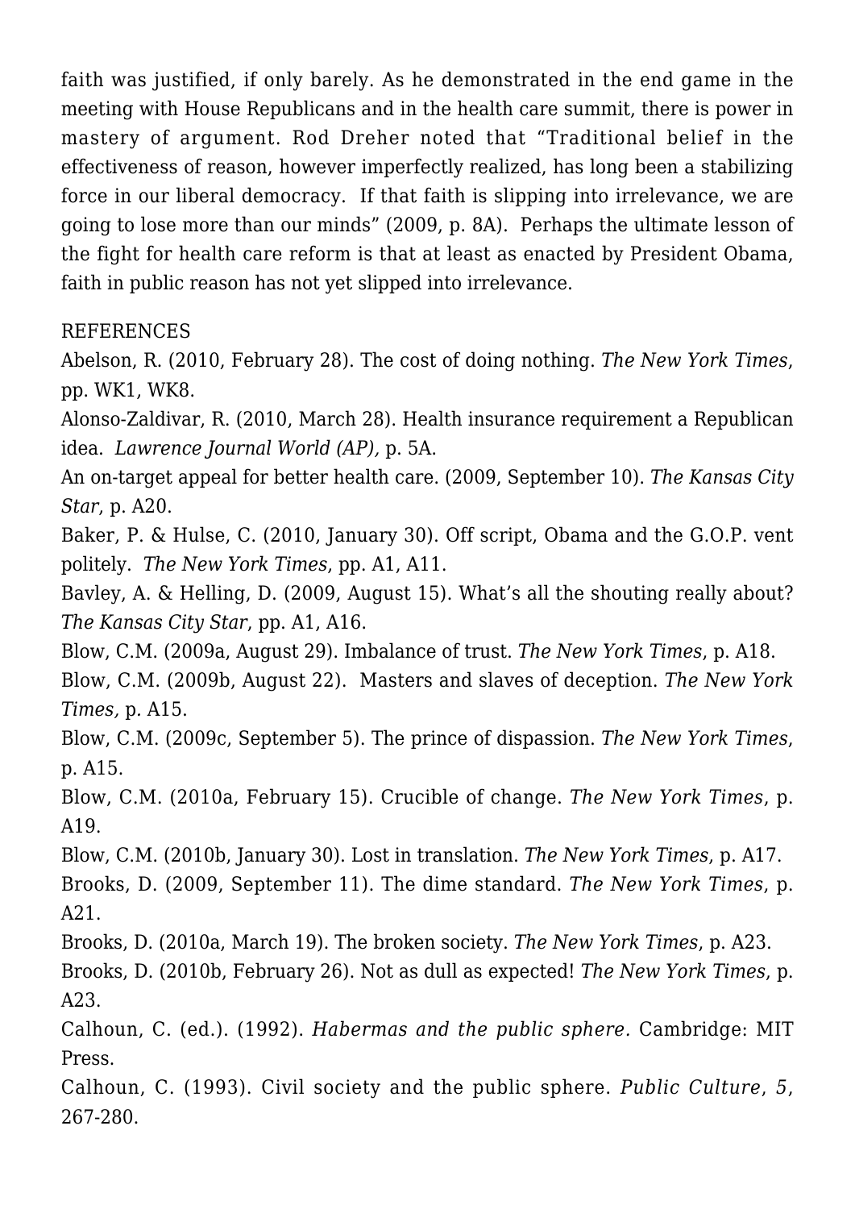faith was justified, if only barely. As he demonstrated in the end game in the meeting with House Republicans and in the health care summit, there is power in mastery of argument. Rod Dreher noted that "Traditional belief in the effectiveness of reason, however imperfectly realized, has long been a stabilizing force in our liberal democracy. If that faith is slipping into irrelevance, we are going to lose more than our minds" (2009, p. 8A). Perhaps the ultimate lesson of the fight for health care reform is that at least as enacted by President Obama, faith in public reason has not yet slipped into irrelevance.

REFERENCES

Abelson, R. (2010, February 28). The cost of doing nothing. *The New York Times*, pp. WK1, WK8.

Alonso-Zaldivar, R. (2010, March 28). Health insurance requirement a Republican idea. *Lawrence Journal World (AP),* p. 5A.

An on-target appeal for better health care. (2009, September 10). *The Kansas City Star*, p. A20.

Baker, P. & Hulse, C. (2010, January 30). Off script, Obama and the G.O.P. vent politely. *The New York Times*, pp. A1, A11.

Bavley, A. & Helling, D. (2009, August 15). What's all the shouting really about? *The Kansas City Star*, pp. A1, A16.

Blow, C.M. (2009a, August 29). Imbalance of trust. *The New York Times*, p. A18.

Blow, C.M. (2009b, August 22). Masters and slaves of deception. *The New York Times,* p. A15.

Blow, C.M. (2009c, September 5). The prince of dispassion. *The New York Times*, p. A15.

Blow, C.M. (2010a, February 15). Crucible of change. *The New York Times*, p. A19.

Blow, C.M. (2010b, January 30). Lost in translation. *The New York Times*, p. A17.

Brooks, D. (2009, September 11). The dime standard. *The New York Times*, p. A21.

Brooks, D. (2010a, March 19). The broken society. *The New York Times*, p. A23.

Brooks, D. (2010b, February 26). Not as dull as expected! *The New York Times*, p. A23.

Calhoun, C. (ed.). (1992). *Habermas and the public sphere.* Cambridge: MIT Press.

Calhoun, C. (1993). Civil society and the public sphere. *Public Culture*, *5*, 267-280.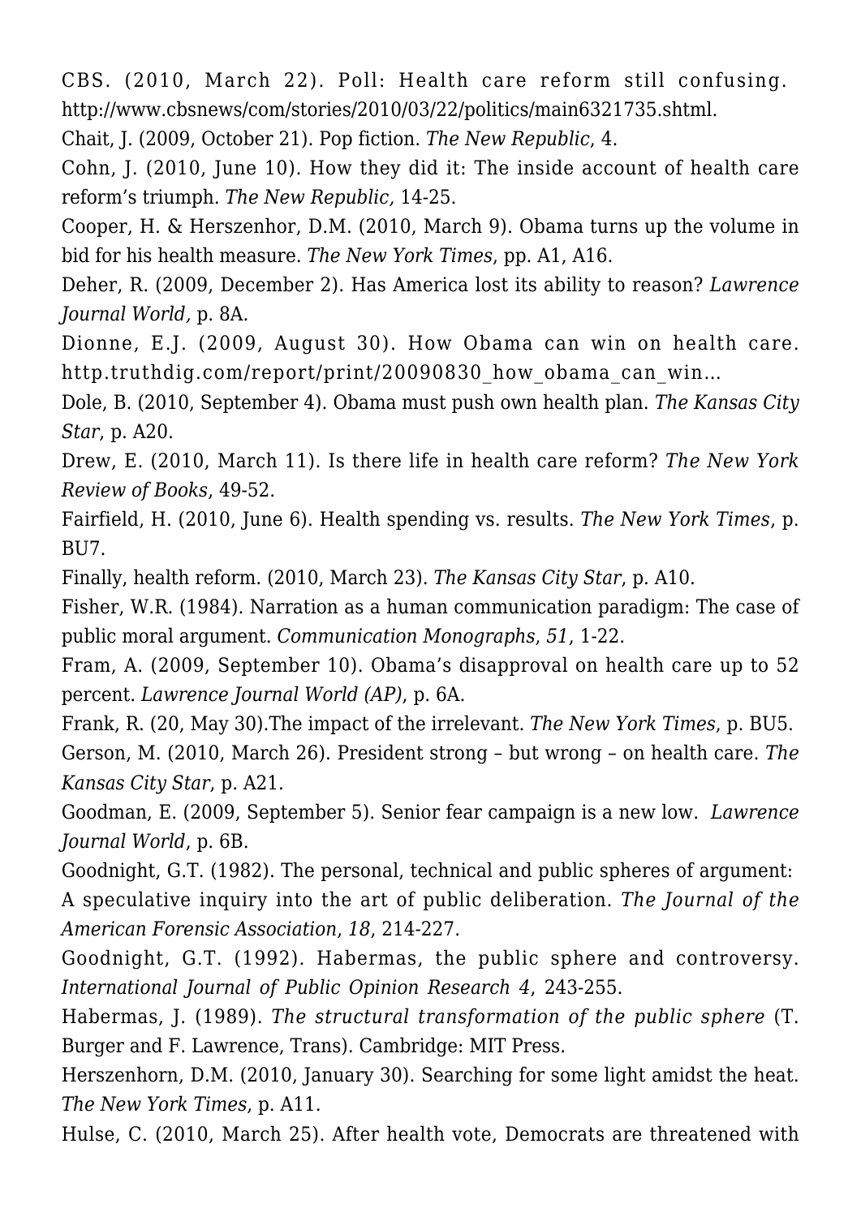CBS. (2010, March 22). Poll: Health care reform still confusing. http://www.cbsnews/com/stories/2010/03/22/politics/main6321735.shtml.

Chait, J. (2009, October 21). Pop fiction. *The New Republic*, 4.

Cohn, J. (2010, June 10). How they did it: The inside account of health care reform's triumph. *The New Republic,* 14-25.

Cooper, H. & Herszenhor, D.M. (2010, March 9). Obama turns up the volume in bid for his health measure. *The New York Times*, pp. A1, A16.

Deher, R. (2009, December 2). Has America lost its ability to reason? *Lawrence Journal World,* p. 8A.

Dionne, E.J. (2009, August 30). How Obama can win on health care. http.truthdig.com/report/print/20090830_how_obama_can_win…

Dole, B. (2010, September 4). Obama must push own health plan. *The Kansas City Star*, p. A20.

Drew, E. (2010, March 11). Is there life in health care reform? *The New York Review of Books*, 49-52.

Fairfield, H. (2010, June 6). Health spending vs. results. *The New York Times*, p. BU7.

Finally, health reform. (2010, March 23). *The Kansas City Star*, p. A10.

Fisher, W.R. (1984). Narration as a human communication paradigm: The case of public moral argument. *Communication Monographs*, *51*, 1-22.

Fram, A. (2009, September 10). Obama's disapproval on health care up to 52 percent. *Lawrence Journal World (AP)*, p. 6A.

Frank, R. (20, May 30).The impact of the irrelevant. *The New York Times*, p. BU5.

Gerson, M. (2010, March 26). President strong – but wrong – on health care. *The Kansas City Star*, p. A21.

Goodman, E. (2009, September 5). Senior fear campaign is a new low. *Lawrence Journal World*, p. 6B.

Goodnight, G.T. (1982). The personal, technical and public spheres of argument: A speculative inquiry into the art of public deliberation. *The Journal of the American Forensic Association*, *18*, 214-227.

Goodnight, G.T. (1992). Habermas, the public sphere and controversy. *International Journal of Public Opinion Research 4*, 243-255.

Habermas, J. (1989). *The structural transformation of the public sphere* (T. Burger and F. Lawrence, Trans). Cambridge: MIT Press.

Herszenhorn, D.M. (2010, January 30). Searching for some light amidst the heat. *The New York Times*, p. A11.

Hulse, C. (2010, March 25). After health vote, Democrats are threatened with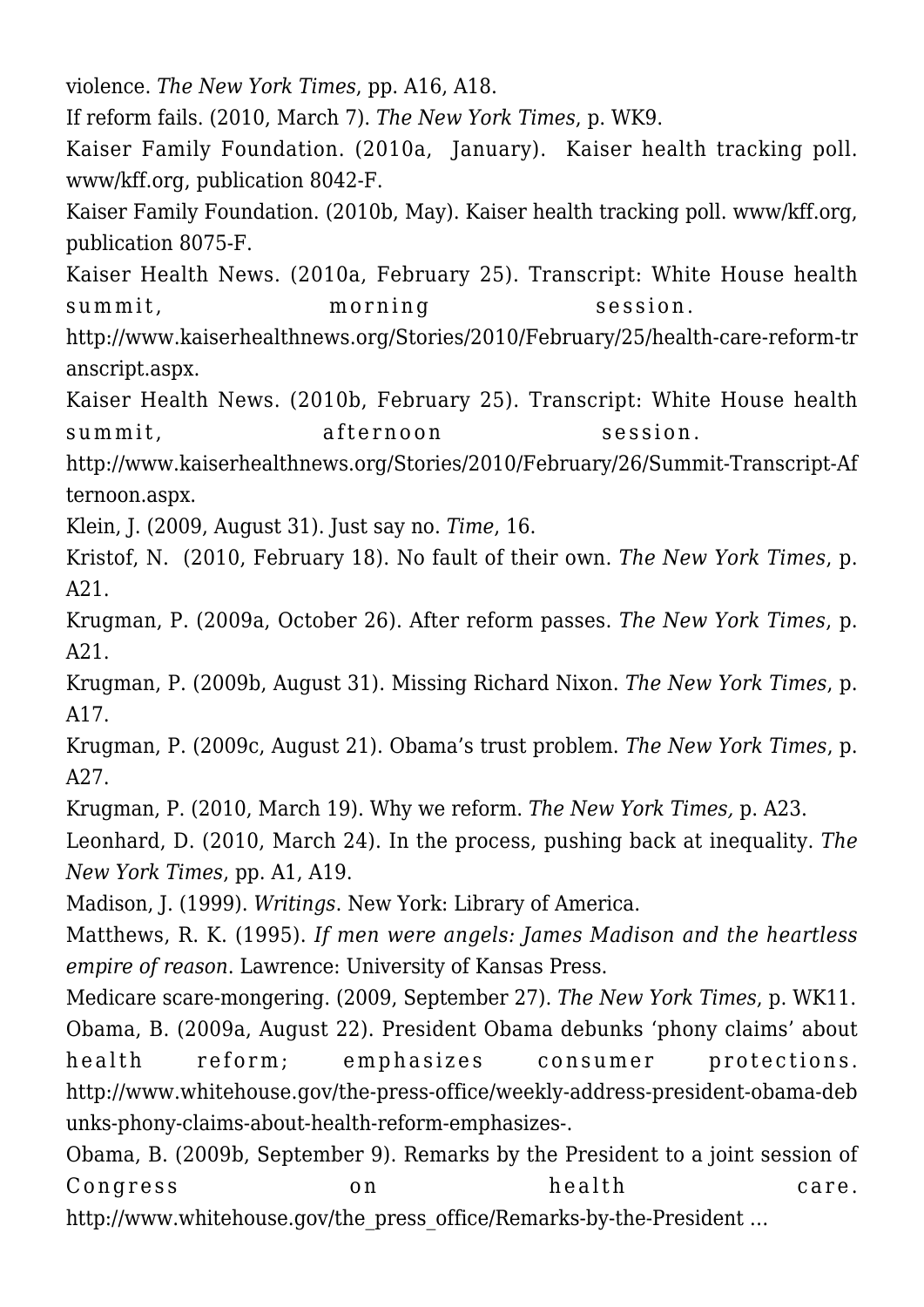violence. *The New York Times*, pp. A16, A18.

If reform fails. (2010, March 7). *The New York Times*, p. WK9.

Kaiser Family Foundation. (2010a, January). Kaiser health tracking poll. www/kff.org, publication 8042-F.

Kaiser Family Foundation. (2010b, May). Kaiser health tracking poll. www/kff.org, publication 8075-F.

Kaiser Health News. (2010a, February 25). Transcript: White House health summit, morning session. http://www.kaiserhealthnews.org/Stories/2010/February/25/health-care-reform-transcript.aspx.

Kaiser Health News. (2010b, February 25). Transcript: White House health summit, afternoon session. http://www.kaiserhealthnews.org/Stories/2010/February/26/Summit-Transcript-Afternoon.aspx.

Klein, J. (2009, August 31). Just say no. *Time*, 16.

Kristof, N. (2010, February 18). No fault of their own. *The New York Times*, p. A21.

Krugman, P. (2009a, October 26). After reform passes. *The New York Times*, p. A21.

Krugman, P. (2009b, August 31). Missing Richard Nixon. *The New York Times*, p. A17.

Krugman, P. (2009c, August 21). Obama's trust problem. *The New York Times*, p. A27.

Krugman, P. (2010, March 19). Why we reform. *The New York Times*, p. A23.

Leonhard, D. (2010, March 24). In the process, pushing back at inequality. *The New York Times*, pp. A1, A19.

Madison, J. (1999). *Writings*. New York: Library of America.

Matthews, R. K. (1995). *If men were angels: James Madison and the heartless empire of reason*. Lawrence: University of Kansas Press.

Medicare scare-mongering. (2009, September 27). *The New York Times*, p. WK11.

Obama, B. (2009a, August 22). President Obama debunks 'phony claims' about health reform; emphasizes consumer protections. http://www.whitehouse.gov/the-press-office/weekly-address-president-obama-debunks-phony-claims-about-health-reform-emphasizes-.

Obama, B. (2009b, September 9). Remarks by the President to a joint session of Congress on health care. http://www.whitehouse.gov/the_press_office/Remarks-by-the-President …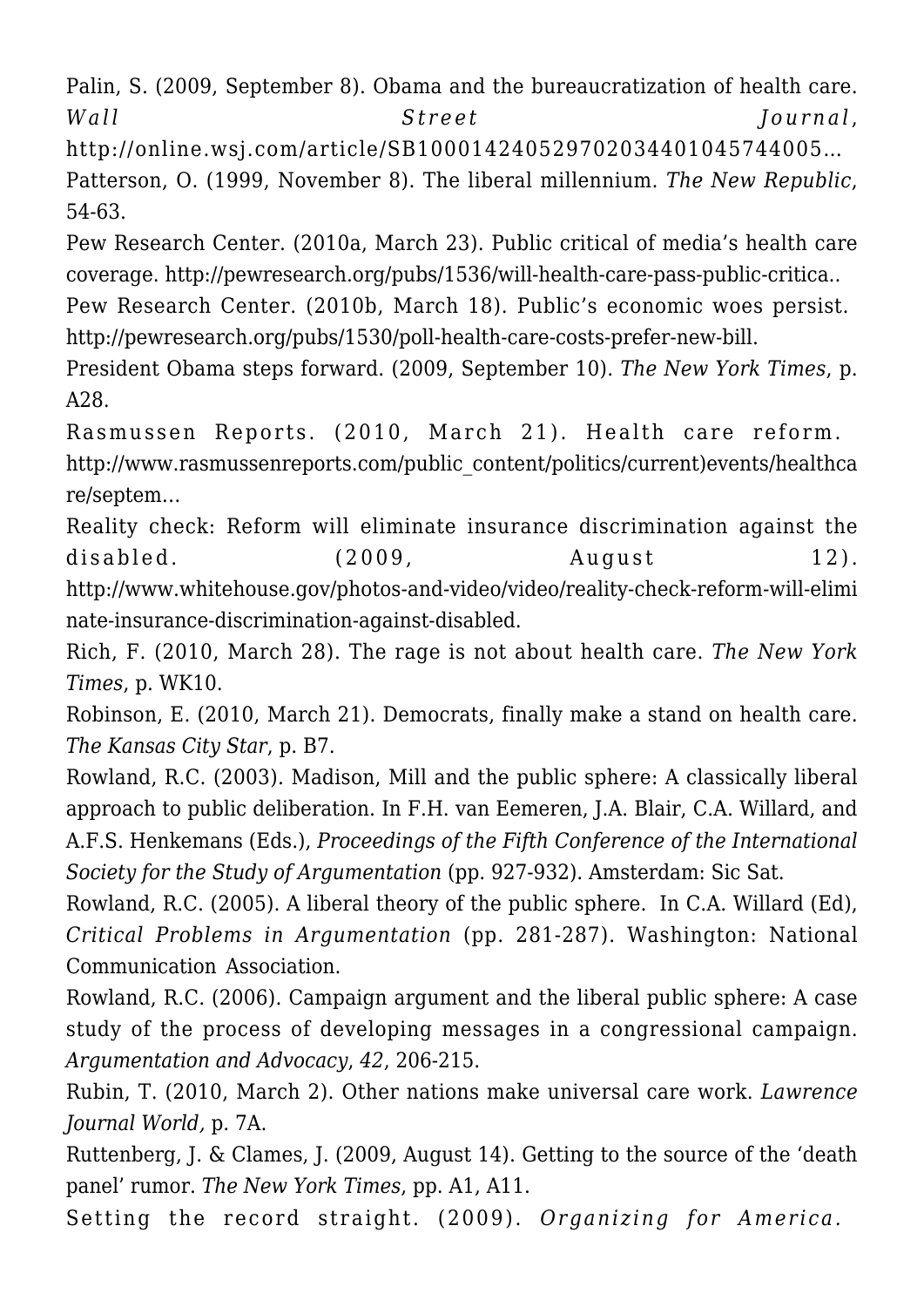Palin, S. (2009, September 8). Obama and the bureaucratization of health care. *Wall Street Journal*, http://online.wsj.com/article/SB10001424052970203440104574405...

Patterson, O. (1999, November 8). The liberal millennium. *The New Republic*, 54-63.

Pew Research Center. (2010a, March 23). Public critical of media's health care coverage. http://pewresearch.org/pubs/1536/will-health-care-pass-public-critica..

Pew Research Center. (2010b, March 18). Public's economic woes persist. http://pewresearch.org/pubs/1530/poll-health-care-costs-prefer-new-bill.

President Obama steps forward. (2009, September 10). *The New York Times*, p. A28.

Rasmussen Reports. (2010, March 21). Health care reform. http://www.rasmussenreports.com/public_content/politics/current)events/healthcare/septem...

Reality check: Reform will eliminate insurance discrimination against the disabled. (2009, August 12). http://www.whitehouse.gov/photos-and-video/video/reality-check-reform-will-eliminate-insurance-discrimination-against-disabled.

Rich, F. (2010, March 28). The rage is not about health care. *The New York Times*, p. WK10.

Robinson, E. (2010, March 21). Democrats, finally make a stand on health care. *The Kansas City Star*, p. B7.

Rowland, R.C. (2003). Madison, Mill and the public sphere: A classically liberal approach to public deliberation. In F.H. van Eemeren, J.A. Blair, C.A. Willard, and A.F.S. Henkemans (Eds.), *Proceedings of the Fifth Conference of the International Society for the Study of Argumentation* (pp. 927-932). Amsterdam: Sic Sat.

Rowland, R.C. (2005). A liberal theory of the public sphere. In C.A. Willard (Ed), *Critical Problems in Argumentation* (pp. 281-287). Washington: National Communication Association.

Rowland, R.C. (2006). Campaign argument and the liberal public sphere: A case study of the process of developing messages in a congressional campaign. *Argumentation and Advocacy*, *42*, 206-215.

Rubin, T. (2010, March 2). Other nations make universal care work. *Lawrence Journal World*, p. 7A.

Ruttenberg, J. & Clames, J. (2009, August 14). Getting to the source of the 'death panel' rumor. *The New York Times*, pp. A1, A11.

Setting the record straight. (2009). *Organizing for America.*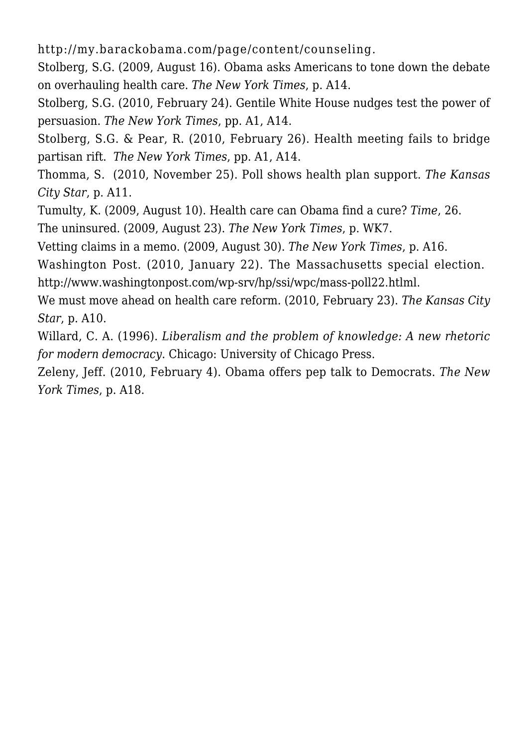http://my.barackobama.com/page/content/counseling.

Stolberg, S.G. (2009, August 16). Obama asks Americans to tone down the debate on overhauling health care. *The New York Times*, p. A14.

Stolberg, S.G. (2010, February 24). Gentile White House nudges test the power of persuasion. *The New York Times*, pp. A1, A14.

Stolberg, S.G. & Pear, R. (2010, February 26). Health meeting fails to bridge partisan rift. *The New York Times*, pp. A1, A14.

Thomma, S. (2010, November 25). Poll shows health plan support. *The Kansas City Star*, p. A11.

Tumulty, K. (2009, August 10). Health care can Obama find a cure? *Time*, 26.

The uninsured. (2009, August 23). *The New York Times*, p. WK7.

Vetting claims in a memo. (2009, August 30). *The New York Times*, p. A16.

Washington Post. (2010, January 22). The Massachusetts special election. http://www.washingtonpost.com/wp-srv/hp/ssi/wpc/mass-poll22.htlml.

We must move ahead on health care reform. (2010, February 23). *The Kansas City Star*, p. A10.

Willard, C. A. (1996). *Liberalism and the problem of knowledge: A new rhetoric for modern democracy*. Chicago: University of Chicago Press.

Zeleny, Jeff. (2010, February 4). Obama offers pep talk to Democrats. *The New York Times*, p. A18.